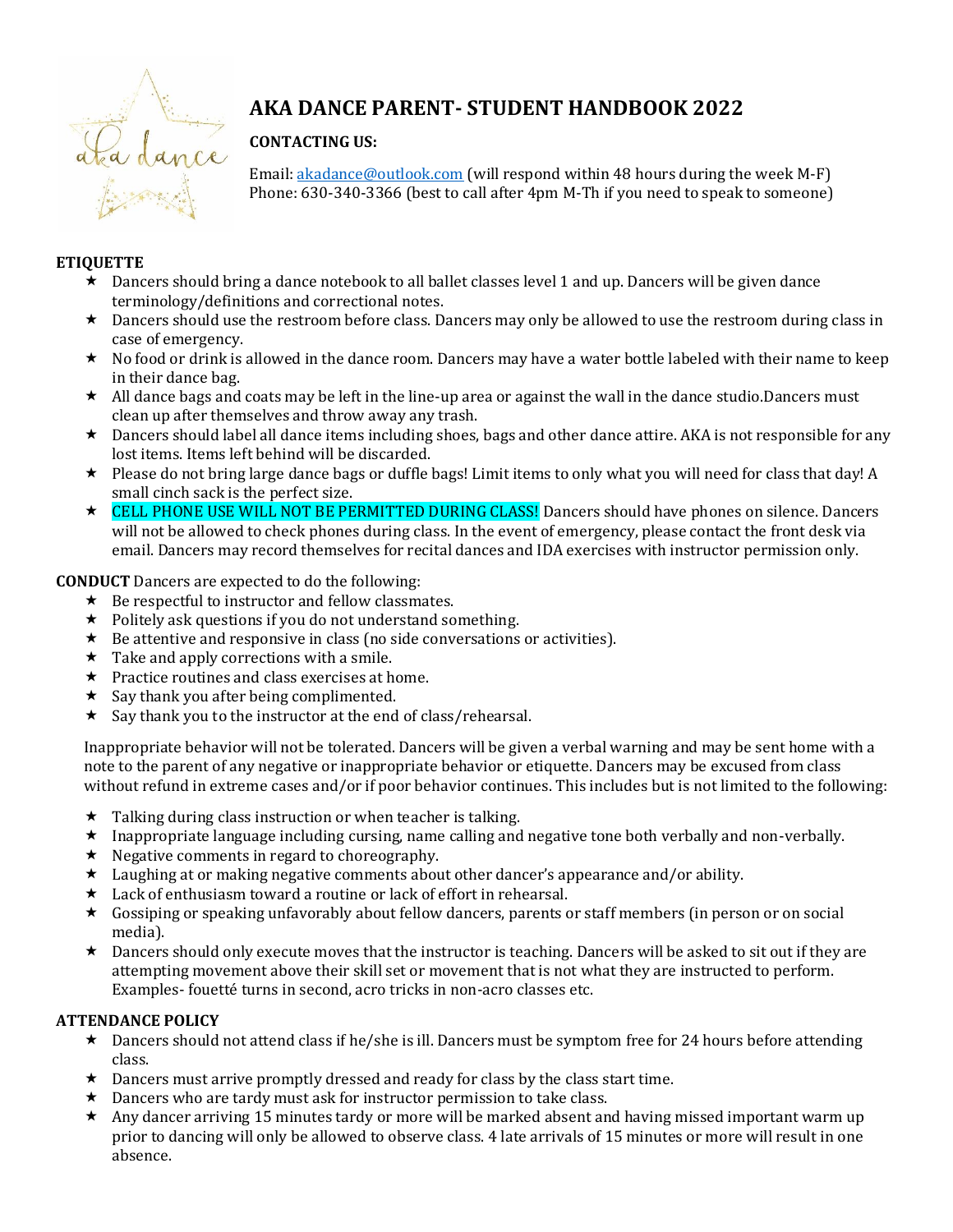# AKA DANCE PARENT- STUDENT HANDBOOK 2022

**CONTACTING US:**

Email: [akadance@outlook.com](mailto:akadance@outlook.com) (will respond within 48 hours during the week M-F)
Phone: 630-340-3366 (best to call after 4pm M-Th if you need to speak to someone)

**ETIQUETTE**

- Dancers should bring a dance notebook to all ballet classes level 1 and up. Dancers will be given dance terminology/definitions and correctional notes.
- Dancers should use the restroom before class. Dancers may only be allowed to use the restroom during class in case of emergency.
- No food or drink is allowed in the dance room. Dancers may have a water bottle labeled with their name to keep in their dance bag.
- All dance bags and coats may be left in the line-up area or against the wall in the dance studio.Dancers must clean up after themselves and throw away any trash.
- Dancers should label all dance items including shoes, bags and other dance attire. AKA is not responsible for any lost items. Items left behind will be discarded.
- Please do not bring large dance bags or duffle bags! Limit items to only what you will need for class that day! A small cinch sack is the perfect size.
- CELL PHONE USE WILL NOT BE PERMITTED DURING CLASS! Dancers should have phones on silence. Dancers will not be allowed to check phones during class. In the event of emergency, please contact the front desk via email. Dancers may record themselves for recital dances and IDA exercises with instructor permission only.

**CONDUCT** Dancers are expected to do the following:

- Be respectful to instructor and fellow classmates.
- Politely ask questions if you do not understand something.
- Be attentive and responsive in class (no side conversations or activities).
- Take and apply corrections with a smile.
- Practice routines and class exercises at home.
- Say thank you after being complimented.
- Say thank you to the instructor at the end of class/rehearsal.

Inappropriate behavior will not be tolerated. Dancers will be given a verbal warning and may be sent home with a note to the parent of any negative or inappropriate behavior or etiquette. Dancers may be excused from class without refund in extreme cases and/or if poor behavior continues. This includes but is not limited to the following:

- Talking during class instruction or when teacher is talking.
- Inappropriate language including cursing, name calling and negative tone both verbally and non-verbally.
- Negative comments in regard to choreography.
- Laughing at or making negative comments about other dancer's appearance and/or ability.
- Lack of enthusiasm toward a routine or lack of effort in rehearsal.
- Gossiping or speaking unfavorably about fellow dancers, parents or staff members (in person or on social media).
- Dancers should only execute moves that the instructor is teaching. Dancers will be asked to sit out if they are attempting movement above their skill set or movement that is not what they are instructed to perform. Examples- fouetté turns in second, acro tricks in non-acro classes etc.

**ATTENDANCE POLICY**

- Dancers should not attend class if he/she is ill. Dancers must be symptom free for 24 hours before attending class.
- Dancers must arrive promptly dressed and ready for class by the class start time.
- Dancers who are tardy must ask for instructor permission to take class.
- Any dancer arriving 15 minutes tardy or more will be marked absent and having missed important warm up prior to dancing will only be allowed to observe class. 4 late arrivals of 15 minutes or more will result in one absence.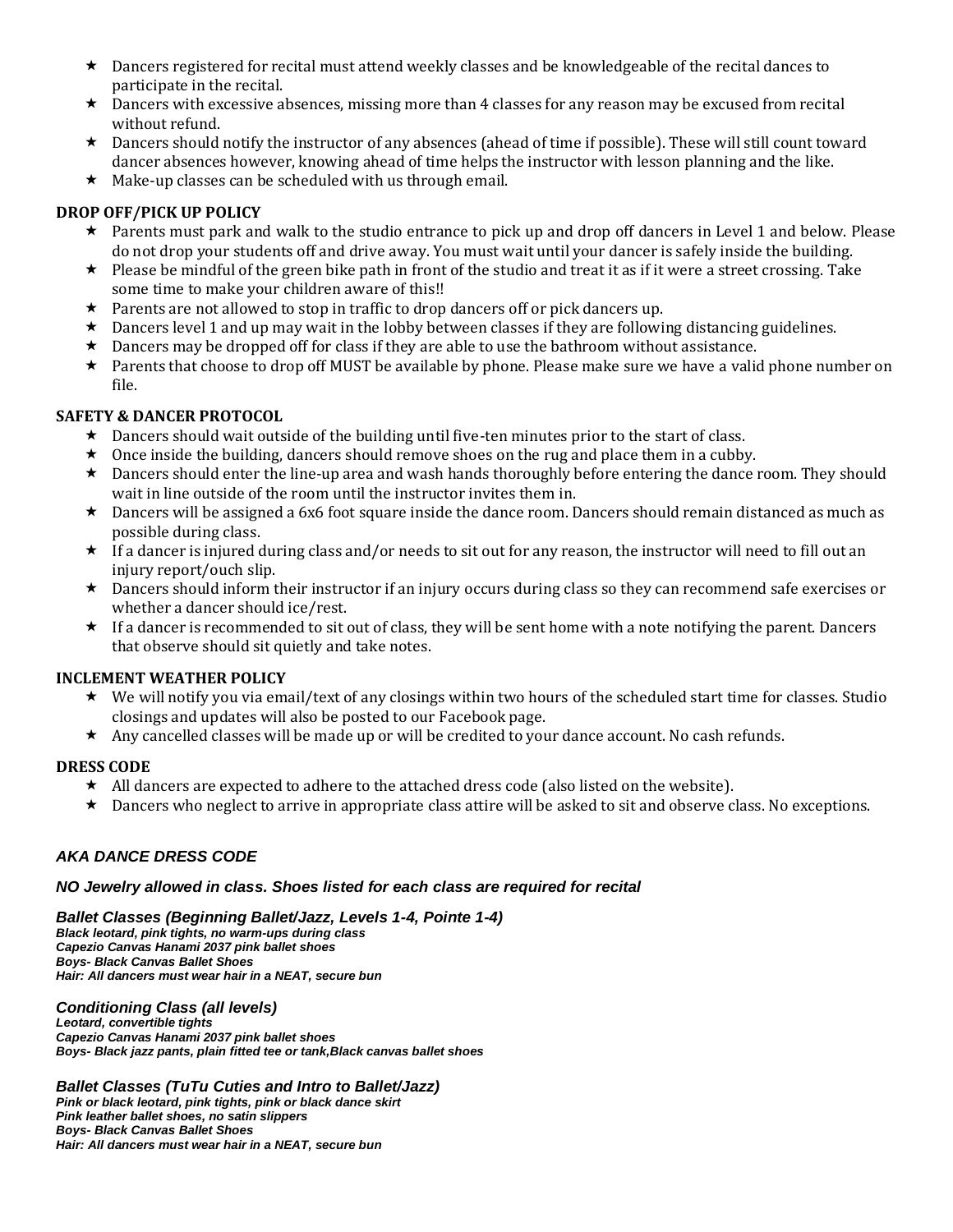- Dancers registered for recital must attend weekly classes and be knowledgeable of the recital dances to participate in the recital.
- Dancers with excessive absences, missing more than 4 classes for any reason may be excused from recital without refund.
- Dancers should notify the instructor of any absences (ahead of time if possible). These will still count toward dancer absences however, knowing ahead of time helps the instructor with lesson planning and the like.
- Make-up classes can be scheduled with us through email.

**DROP OFF/PICK UP POLICY**

- Parents must park and walk to the studio entrance to pick up and drop off dancers in Level 1 and below. Please do not drop your students off and drive away. You must wait until your dancer is safely inside the building.
- Please be mindful of the green bike path in front of the studio and treat it as if it were a street crossing. Take some time to make your children aware of this!!
- Parents are not allowed to stop in traffic to drop dancers off or pick dancers up.
- Dancers level 1 and up may wait in the lobby between classes if they are following distancing guidelines.
- Dancers may be dropped off for class if they are able to use the bathroom without assistance.
- Parents that choose to drop off MUST be available by phone. Please make sure we have a valid phone number on file.

**SAFETY & DANCER PROTOCOL**

- Dancers should wait outside of the building until five-ten minutes prior to the start of class.
- Once inside the building, dancers should remove shoes on the rug and place them in a cubby.
- Dancers should enter the line-up area and wash hands thoroughly before entering the dance room. They should wait in line outside of the room until the instructor invites them in.
- Dancers will be assigned a 6x6 foot square inside the dance room. Dancers should remain distanced as much as possible during class.
- If a dancer is injured during class and/or needs to sit out for any reason, the instructor will need to fill out an injury report/ouch slip.
- Dancers should inform their instructor if an injury occurs during class so they can recommend safe exercises or whether a dancer should ice/rest.
- If a dancer is recommended to sit out of class, they will be sent home with a note notifying the parent. Dancers that observe should sit quietly and take notes.

**INCLEMENT WEATHER POLICY**

- We will notify you via email/text of any closings within two hours of the scheduled start time for classes. Studio closings and updates will also be posted to our Facebook page.
- Any cancelled classes will be made up or will be credited to your dance account. No cash refunds.

**DRESS CODE**

- All dancers are expected to adhere to the attached dress code (also listed on the website).
- Dancers who neglect to arrive in appropriate class attire will be asked to sit and observe class. No exceptions.

***AKA DANCE DRESS CODE***

***NO Jewelry allowed in class. Shoes listed for each class are required for recital***

***Ballet Classes (Beginning Ballet/Jazz, Levels 1-4, Pointe 1-4)***

***Black leotard, pink tights, no warm-ups during class***
***Capezio Canvas Hanami 2037 pink ballet shoes***
***Boys- Black Canvas Ballet Shoes***
***Hair: All dancers must wear hair in a NEAT, secure bun***

***Conditioning Class (all levels)***

***Leotard, convertible tights***
***Capezio Canvas Hanami 2037 pink ballet shoes***
***Boys- Black jazz pants, plain fitted tee or tank,Black canvas ballet shoes***

***Ballet Classes (TuTu Cuties and Intro to Ballet/Jazz)***

***Pink or black leotard, pink tights, pink or black dance skirt***
***Pink leather ballet shoes, no satin slippers***
***Boys- Black Canvas Ballet Shoes***
***Hair: All dancers must wear hair in a NEAT, secure bun***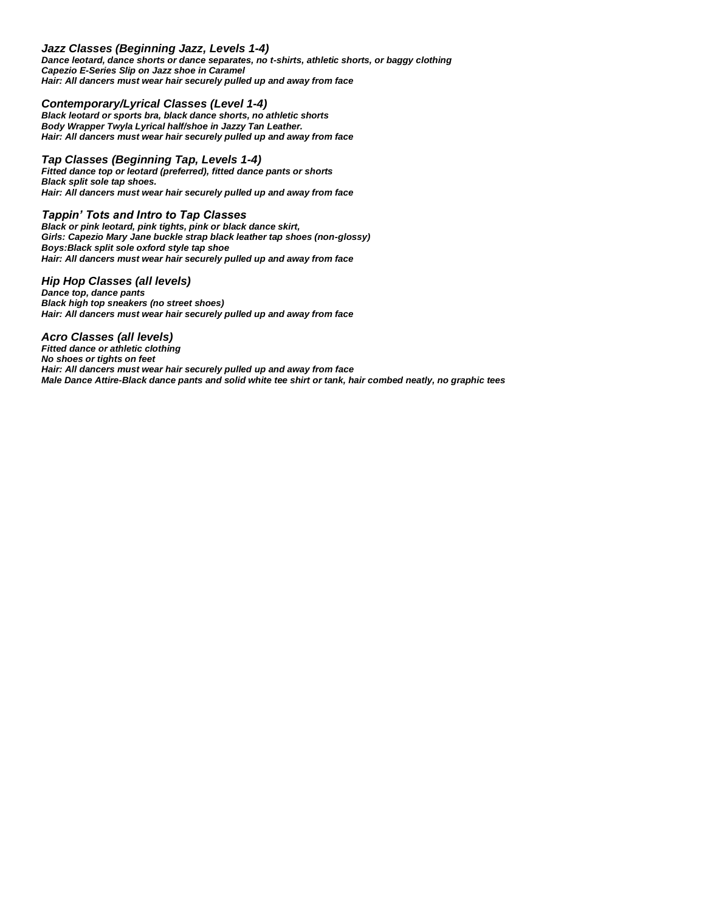### *Jazz Classes (Beginning Jazz, Levels 1-4)*

***Dance leotard, dance shorts or dance separates, no t-shirts, athletic shorts, or baggy clothing***
***Capezio E-Series Slip on Jazz shoe in Caramel***
***Hair: All dancers must wear hair securely pulled up and away from face***

### *Contemporary/Lyrical Classes (Level 1-4)*

***Black leotard or sports bra, black dance shorts, no athletic shorts***
***Body Wrapper Twyla Lyrical half/shoe in Jazzy Tan Leather.***
***Hair: All dancers must wear hair securely pulled up and away from face***

### *Tap Classes (Beginning Tap, Levels 1-4)*

***Fitted dance top or leotard (preferred), fitted dance pants or shorts***
***Black split sole tap shoes.***
***Hair: All dancers must wear hair securely pulled up and away from face***

### *Tappin' Tots and Intro to Tap Classes*

***Black or pink leotard, pink tights, pink or black dance skirt,***
***Girls: Capezio Mary Jane buckle strap black leather tap shoes (non-glossy)***
***Boys:Black split sole oxford style tap shoe***
***Hair: All dancers must wear hair securely pulled up and away from face***

### *Hip Hop Classes (all levels)*

***Dance top, dance pants***
***Black high top sneakers (no street shoes)***
***Hair: All dancers must wear hair securely pulled up and away from face***

### *Acro Classes (all levels)*

***Fitted dance or athletic clothing***
***No shoes or tights on feet***
***Hair: All dancers must wear hair securely pulled up and away from face***
***Male Dance Attire-Black dance pants and solid white tee shirt or tank, hair combed neatly, no graphic tees***